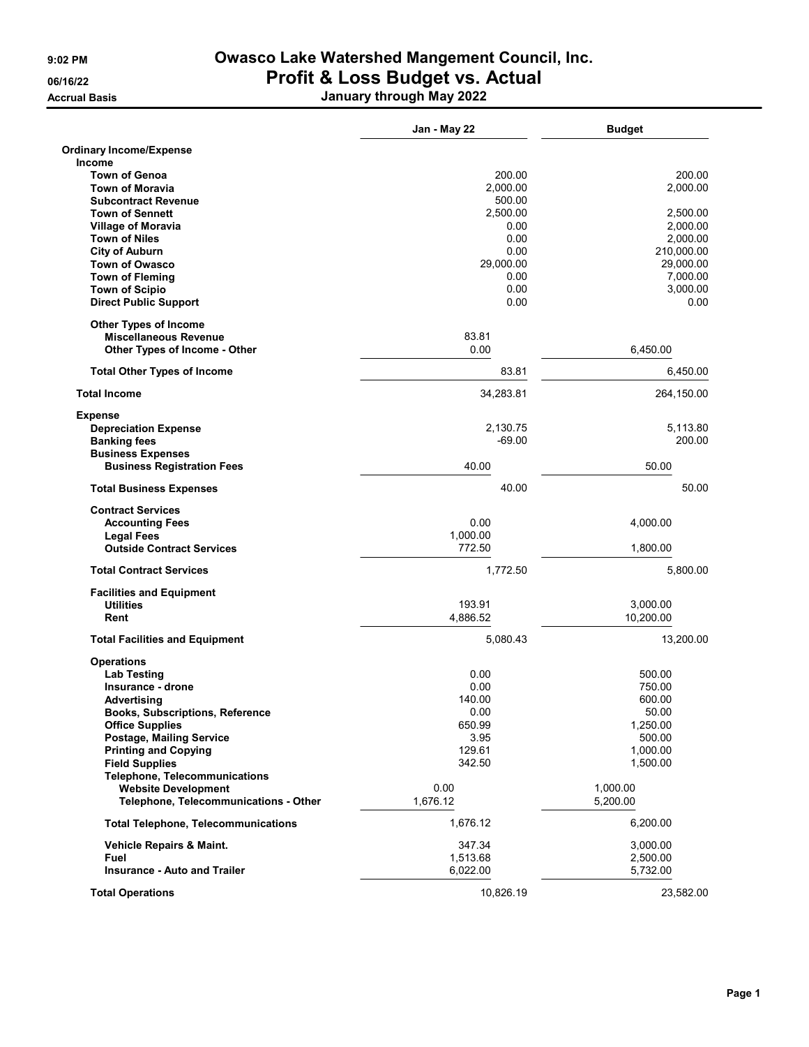# Owasco Lake Watershed Mangement Council, Inc.

## Profit & Loss Budget vs. Actual

**January through May 2022**

9:02 PM
06/16/22
Accrual Basis

| | Jan - May 22 | Budget |
|---|---|---|
| **Ordinary Income/Expense** | | |
| **Income** | | |
| **Town of Genoa** | 200.00 | 200.00 |
| **Town of Moravia** | 2,000.00 | 2,000.00 |
| **Subcontract Revenue** | 500.00 | |
| **Town of Sennett** | 2,500.00 | 2,500.00 |
| **Village of Moravia** | 0.00 | 2,000.00 |
| **Town of Niles** | 0.00 | 2,000.00 |
| **City of Auburn** | 0.00 | 210,000.00 |
| **Town of Owasco** | 29,000.00 | 29,000.00 |
| **Town of Fleming** | 0.00 | 7,000.00 |
| **Town of Scipio** | 0.00 | 3,000.00 |
| **Direct Public Support** | 0.00 | 0.00 |
| **Other Types of Income** | | |
| **Miscellaneous Revenue** | 83.81 | |
| **Other Types of Income - Other** | 0.00 | 6,450.00 |
| **Total Other Types of Income** | 83.81 | 6,450.00 |
| **Total Income** | 34,283.81 | 264,150.00 |
| **Expense** | | |
| **Depreciation Expense** | 2,130.75 | 5,113.80 |
| **Banking fees** | -69.00 | 200.00 |
| **Business Expenses** | | |
| **Business Registration Fees** | 40.00 | 50.00 |
| **Total Business Expenses** | 40.00 | 50.00 |
| **Contract Services** | | |
| **Accounting Fees** | 0.00 | 4,000.00 |
| **Legal Fees** | 1,000.00 | |
| **Outside Contract Services** | 772.50 | 1,800.00 |
| **Total Contract Services** | 1,772.50 | 5,800.00 |
| **Facilities and Equipment** | | |
| **Utilities** | 193.91 | 3,000.00 |
| **Rent** | 4,886.52 | 10,200.00 |
| **Total Facilities and Equipment** | 5,080.43 | 13,200.00 |
| **Operations** | | |
| **Lab Testing** | 0.00 | 500.00 |
| **Insurance - drone** | 0.00 | 750.00 |
| **Advertising** | 140.00 | 600.00 |
| **Books, Subscriptions, Reference** | 0.00 | 50.00 |
| **Office Supplies** | 650.99 | 1,250.00 |
| **Postage, Mailing Service** | 3.95 | 500.00 |
| **Printing and Copying** | 129.61 | 1,000.00 |
| **Field Supplies** | 342.50 | 1,500.00 |
| **Telephone, Telecommunications** | | |
| **Website Development** | 0.00 | 1,000.00 |
| **Telephone, Telecommunications - Other** | 1,676.12 | 5,200.00 |
| **Total Telephone, Telecommunications** | 1,676.12 | 6,200.00 |
| **Vehicle Repairs & Maint.** | 347.34 | 3,000.00 |
| **Fuel** | 1,513.68 | 2,500.00 |
| **Insurance - Auto and Trailer** | 6,022.00 | 5,732.00 |
| **Total Operations** | 10,826.19 | 23,582.00 |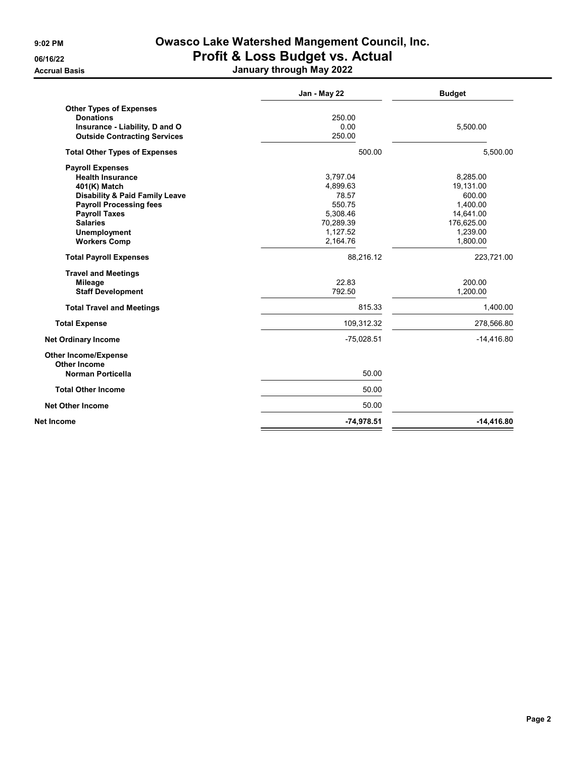# Owasco Lake Watershed Mangement Council, Inc.
## Profit & Loss Budget vs. Actual
### January through May 2022

9:02 PM
06/16/22
Accrual Basis

| | Jan - May 22 | Budget |
|---|---|---|
| **Other Types of Expenses** | | |
| **Donations** | 250.00 | |
| **Insurance - Liability, D and O** | 0.00 | 5,500.00 |
| **Outside Contracting Services** | 250.00 | |
| **Total Other Types of Expenses** | 500.00 | 5,500.00 |
| **Payroll Expenses** | | |
| **Health Insurance** | 3,797.04 | 8,285.00 |
| **401(K) Match** | 4,899.63 | 19,131.00 |
| **Disability & Paid Family Leave** | 78.57 | 600.00 |
| **Payroll Processing fees** | 550.75 | 1,400.00 |
| **Payroll Taxes** | 5,308.46 | 14,641.00 |
| **Salaries** | 70,289.39 | 176,625.00 |
| **Unemployment** | 1,127.52 | 1,239.00 |
| **Workers Comp** | 2,164.76 | 1,800.00 |
| **Total Payroll Expenses** | 88,216.12 | 223,721.00 |
| **Travel and Meetings** | | |
| **Mileage** | 22.83 | 200.00 |
| **Staff Development** | 792.50 | 1,200.00 |
| **Total Travel and Meetings** | 815.33 | 1,400.00 |
| **Total Expense** | 109,312.32 | 278,566.80 |
| **Net Ordinary Income** | -75,028.51 | -14,416.80 |
| **Other Income/Expense** | | |
| **Other Income** | | |
| **Norman Porticella** | 50.00 | |
| **Total Other Income** | 50.00 | |
| **Net Other Income** | 50.00 | |
| **Net Income** | **-74,978.51** | **-14,416.80** |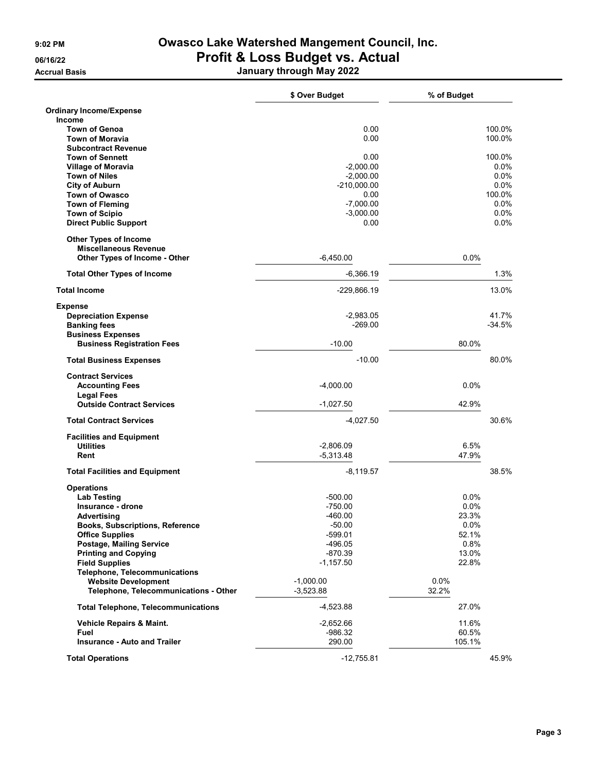# Owasco Lake Watershed Mangement Council, Inc.

## Profit & Loss Budget vs. Actual

**January through May 2022**

9:02 PM
06/16/22
Accrual Basis

| | $ Over Budget | % of Budget |
|---|---|---|
| **Ordinary Income/Expense** | | |
| **Income** | | |
| **Town of Genoa** | 0.00 | 100.0% |
| **Town of Moravia** | 0.00 | 100.0% |
| **Subcontract Revenue** | | |
| **Town of Sennett** | 0.00 | 100.0% |
| **Village of Moravia** | -2,000.00 | 0.0% |
| **Town of Niles** | -2,000.00 | 0.0% |
| **City of Auburn** | -210,000.00 | 0.0% |
| **Town of Owasco** | 0.00 | 100.0% |
| **Town of Fleming** | -7,000.00 | 0.0% |
| **Town of Scipio** | -3,000.00 | 0.0% |
| **Direct Public Support** | 0.00 | 0.0% |
| **Other Types of Income** | | |
| **Miscellaneous Revenue** | | |
| **Other Types of Income - Other** | -6,450.00 | 0.0% |
| **Total Other Types of Income** | -6,366.19 | 1.3% |
| **Total Income** | -229,866.19 | 13.0% |
| **Expense** | | |
| **Depreciation Expense** | -2,983.05 | 41.7% |
| **Banking fees** | -269.00 | -34.5% |
| **Business Expenses** | | |
| **Business Registration Fees** | -10.00 | 80.0% |
| **Total Business Expenses** | -10.00 | 80.0% |
| **Contract Services** | | |
| **Accounting Fees** | -4,000.00 | 0.0% |
| **Legal Fees** | | |
| **Outside Contract Services** | -1,027.50 | 42.9% |
| **Total Contract Services** | -4,027.50 | 30.6% |
| **Facilities and Equipment** | | |
| **Utilities** | -2,806.09 | 6.5% |
| **Rent** | -5,313.48 | 47.9% |
| **Total Facilities and Equipment** | -8,119.57 | 38.5% |
| **Operations** | | |
| **Lab Testing** | -500.00 | 0.0% |
| **Insurance - drone** | -750.00 | 0.0% |
| **Advertising** | -460.00 | 23.3% |
| **Books, Subscriptions, Reference** | -50.00 | 0.0% |
| **Office Supplies** | -599.01 | 52.1% |
| **Postage, Mailing Service** | -496.05 | 0.8% |
| **Printing and Copying** | -870.39 | 13.0% |
| **Field Supplies** | -1,157.50 | 22.8% |
| **Telephone, Telecommunications** | | |
| **Website Development** | -1,000.00 | 0.0% |
| **Telephone, Telecommunications - Other** | -3,523.88 | 32.2% |
| **Total Telephone, Telecommunications** | -4,523.88 | 27.0% |
| **Vehicle Repairs & Maint.** | -2,652.66 | 11.6% |
| **Fuel** | -986.32 | 60.5% |
| **Insurance - Auto and Trailer** | 290.00 | 105.1% |
| **Total Operations** | -12,755.81 | 45.9% |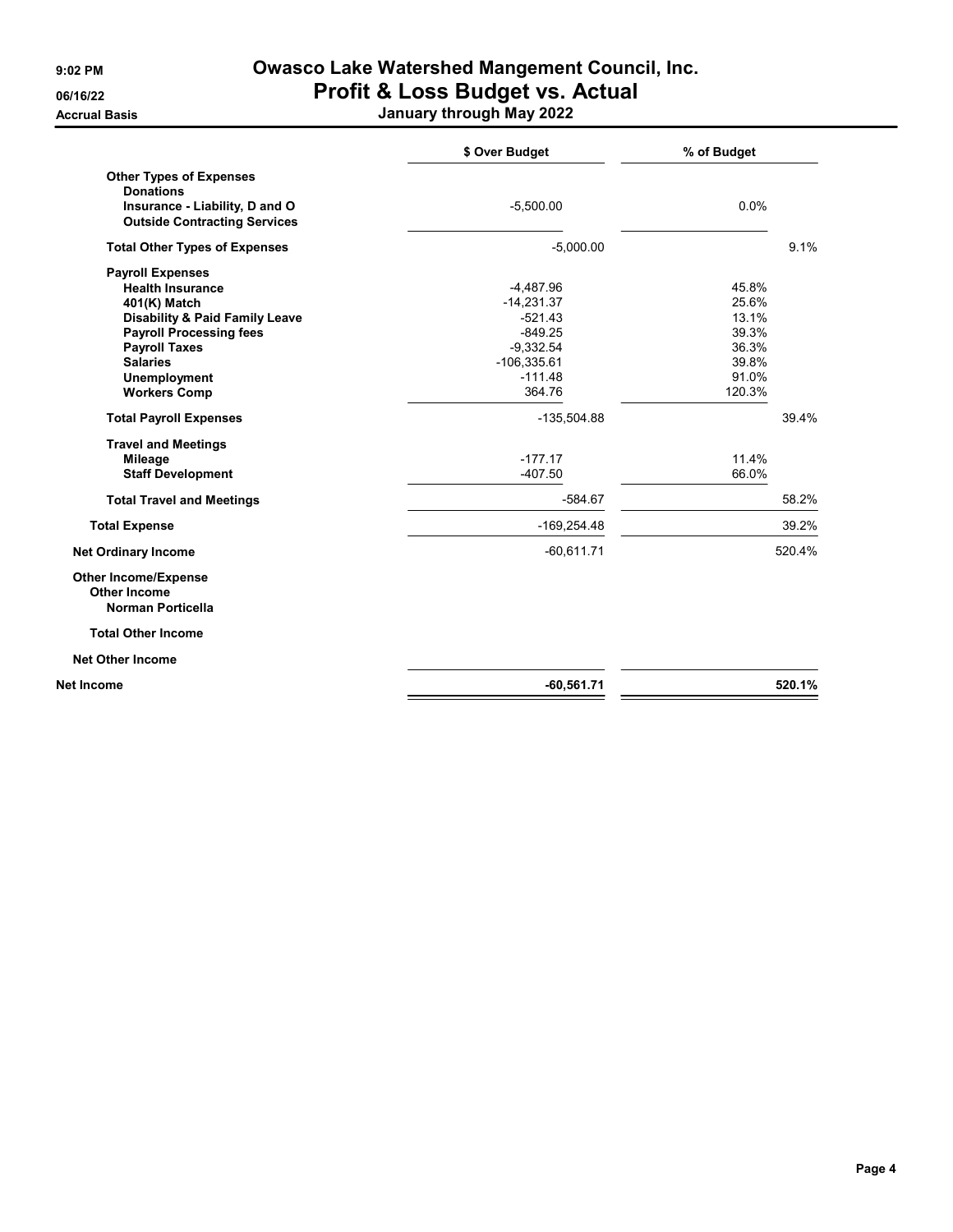# Owasco Lake Watershed Mangement Council, Inc.

## Profit & Loss Budget vs. Actual

9:02 PM

06/16/22

Accrual Basis

**January through May 2022**

| | $ Over Budget | % of Budget |
|---|---|---|
| **Other Types of Expenses** | | |
| **Donations** | | |
| **Insurance - Liability, D and O** | -5,500.00 | 0.0% |
| **Outside Contracting Services** | | |
| **Total Other Types of Expenses** | -5,000.00 | 9.1% |
| **Payroll Expenses** | | |
| **Health Insurance** | -4,487.96 | 45.8% |
| **401(K) Match** | -14,231.37 | 25.6% |
| **Disability & Paid Family Leave** | -521.43 | 13.1% |
| **Payroll Processing fees** | -849.25 | 39.3% |
| **Payroll Taxes** | -9,332.54 | 36.3% |
| **Salaries** | -106,335.61 | 39.8% |
| **Unemployment** | -111.48 | 91.0% |
| **Workers Comp** | 364.76 | 120.3% |
| **Total Payroll Expenses** | -135,504.88 | 39.4% |
| **Travel and Meetings** | | |
| **Mileage** | -177.17 | 11.4% |
| **Staff Development** | -407.50 | 66.0% |
| **Total Travel and Meetings** | -584.67 | 58.2% |
| **Total Expense** | -169,254.48 | 39.2% |
| **Net Ordinary Income** | -60,611.71 | 520.4% |
| **Other Income/Expense** | | |
| **Other Income** | | |
| **Norman Porticella** | | |
| **Total Other Income** | | |
| **Net Other Income** | | |
| **Net Income** | **-60,561.71** | **520.1%** |